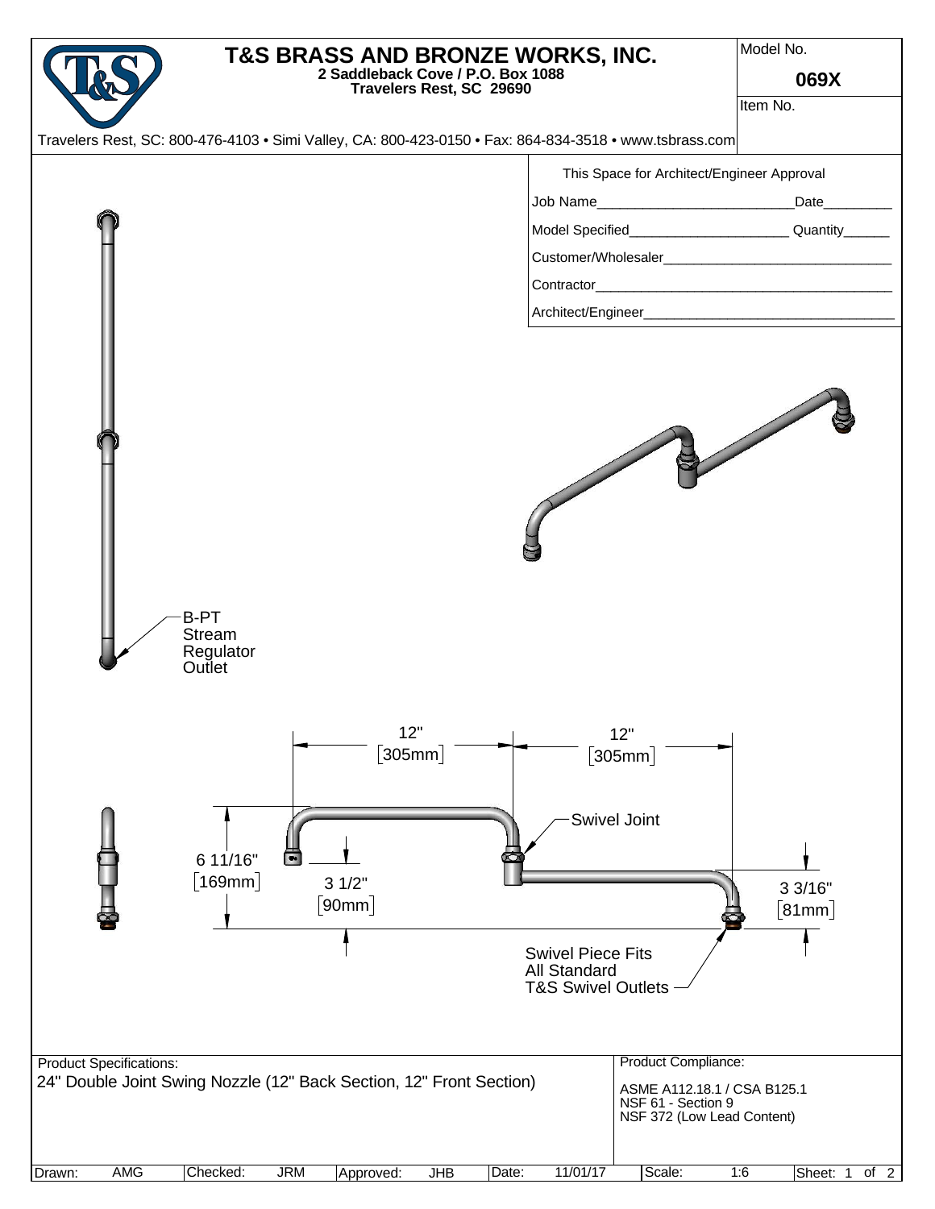# T&S BRASS AND BRONZE WORKS, INC.

**2 Saddleback Cove / P.O. Box 1088**
**Travelers Rest, SC 29690**

Travelers Rest, SC: 800-476-4103 • Simi Valley, CA: 800-423-0150 • Fax: 864-834-3518 • www.tsbrass.com

Model No.
**069X**

Item No.

This Space for Architect/Engineer Approval

Job Name_________________________Date_________

Model Specified____________________ Quantity______

Customer/Wholesaler______________________________

Contractor______________________________________

Architect/Engineer________________________________

B-PT Stream Regulator Outlet

12" [305mm]

12" [305mm]

Swivel Joint

6 11/16" [169mm]

3 1/2" [90mm]

3 3/16" [81mm]

Swivel Piece Fits All Standard T&S Swivel Outlets

Product Specifications:

24" Double Joint Swing Nozzle (12" Back Section, 12" Front Section)

Product Compliance:

ASME A112.18.1 / CSA B125.1
NSF 61 - Section 9
NSF 372 (Low Lead Content)

| Drawn: | AMG | Checked: | JRM | Approved: | JHB | Date: | 11/01/17 | Scale: | 1:6 | Sheet: 1 of 2 |
|---|---|---|---|---|---|---|---|---|---|---|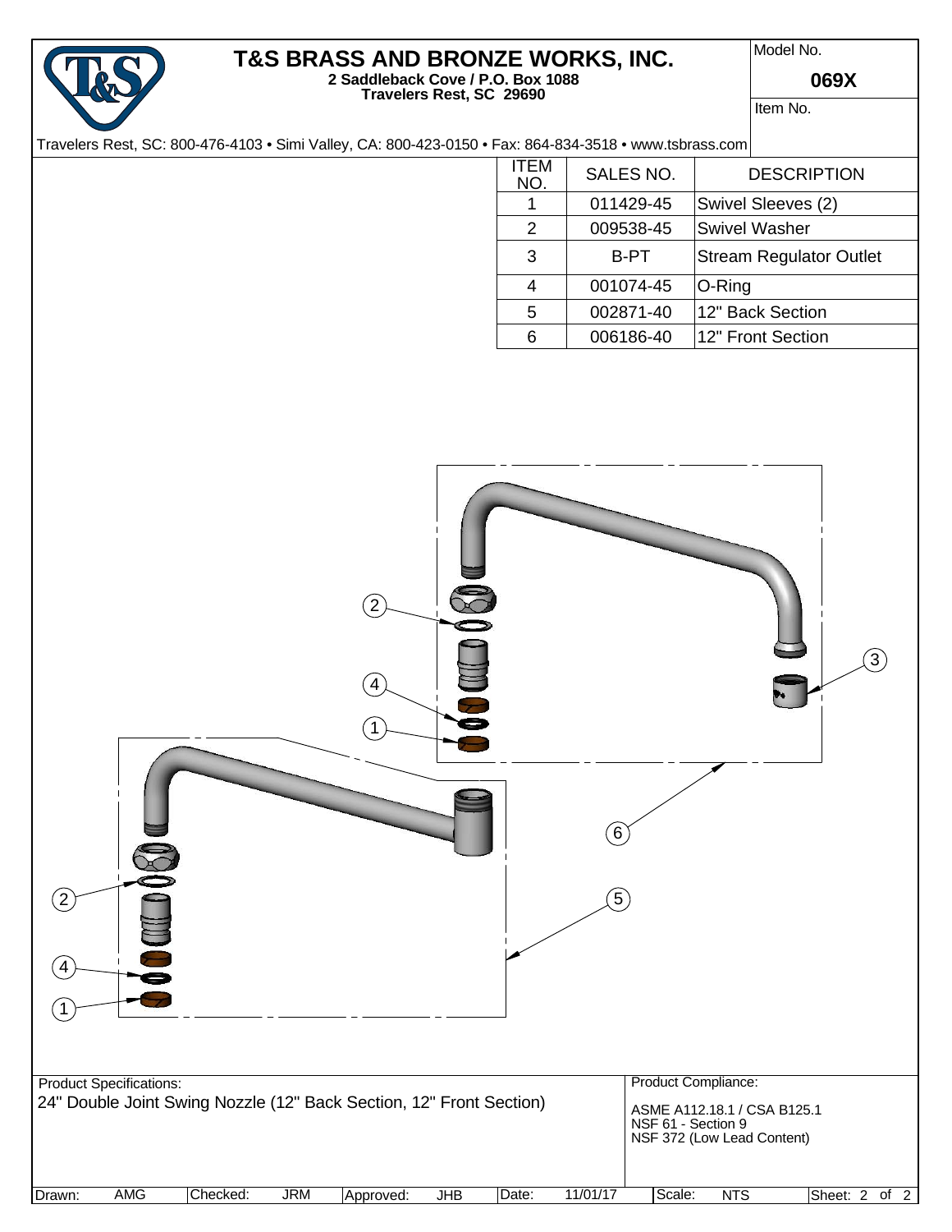# T&S BRASS AND BRONZE WORKS, INC.

**2 Saddleback Cove / P.O. Box 1088**
**Travelers Rest, SC 29690**

Travelers Rest, SC: 800-476-4103 • Simi Valley, CA: 800-423-0150 • Fax: 864-834-3518 • www.tsbrass.com

Model No. **069X**

Item No.

| ITEM NO. | SALES NO. | DESCRIPTION |
|---|---|---|
| 1 | 011429-45 | Swivel Sleeves (2) |
| 2 | 009538-45 | Swivel Washer |
| 3 | B-PT | Stream Regulator Outlet |
| 4 | 001074-45 | O-Ring |
| 5 | 002871-40 | 12" Back Section |
| 6 | 006186-40 | 12" Front Section |

2
4
1
3
6
5
2
4
1

Product Specifications:
24" Double Joint Swing Nozzle (12" Back Section, 12" Front Section)

Product Compliance:
ASME A112.18.1 / CSA B125.1
NSF 61 - Section 9
NSF 372 (Low Lead Content)

| Drawn: | AMG | Checked: | JRM | Approved: | JHB | Date: | 11/01/17 | Scale: | NTS | Sheet: 2 of 2 |
|---|---|---|---|---|---|---|---|---|---|---|